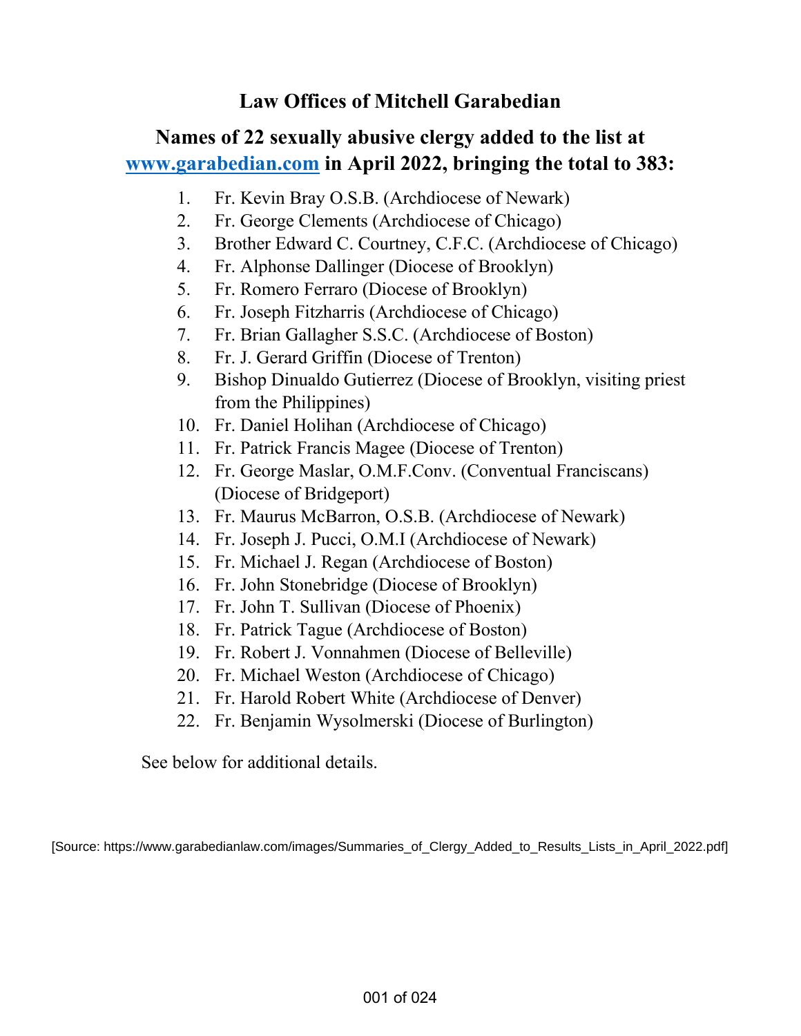# Law Offices of Mitchell Garabedian

## Names of 22 sexually abusive clergy added to the list at www.garabedian.com in April 2022, bringing the total to 383:

1. Fr. Kevin Bray O.S.B. (Archdiocese of Newark)
2. Fr. George Clements (Archdiocese of Chicago)
3. Brother Edward C. Courtney, C.F.C. (Archdiocese of Chicago)
4. Fr. Alphonse Dallinger (Diocese of Brooklyn)
5. Fr. Romero Ferraro (Diocese of Brooklyn)
6. Fr. Joseph Fitzharris (Archdiocese of Chicago)
7. Fr. Brian Gallagher S.S.C. (Archdiocese of Boston)
8. Fr. J. Gerard Griffin (Diocese of Trenton)
9. Bishop Dinualdo Gutierrez (Diocese of Brooklyn, visiting priest from the Philippines)
10. Fr. Daniel Holihan (Archdiocese of Chicago)
11. Fr. Patrick Francis Magee (Diocese of Trenton)
12. Fr. George Maslar, O.M.F.Conv. (Conventual Franciscans) (Diocese of Bridgeport)
13. Fr. Maurus McBarron, O.S.B. (Archdiocese of Newark)
14. Fr. Joseph J. Pucci, O.M.I (Archdiocese of Newark)
15. Fr. Michael J. Regan (Archdiocese of Boston)
16. Fr. John Stonebridge (Diocese of Brooklyn)
17. Fr. John T. Sullivan (Diocese of Phoenix)
18. Fr. Patrick Tague (Archdiocese of Boston)
19. Fr. Robert J. Vonnahmen (Diocese of Belleville)
20. Fr. Michael Weston (Archdiocese of Chicago)
21. Fr. Harold Robert White (Archdiocese of Denver)
22. Fr. Benjamin Wysolmerski (Diocese of Burlington)

See below for additional details.

[Source: https://www.garabedianlaw.com/images/Summaries_of_Clergy_Added_to_Results_Lists_in_April_2022.pdf]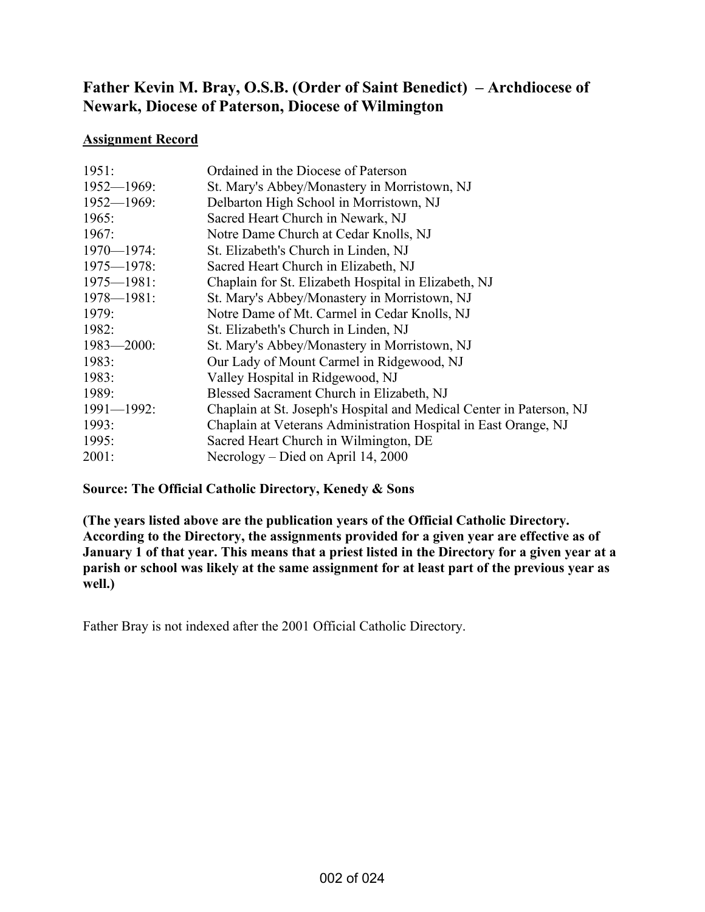## Father Kevin M. Bray, O.S.B. (Order of Saint Benedict) – Archdiocese of Newark, Diocese of Paterson, Diocese of Wilmington

**Assignment Record**

| | |
|---|---|
| 1951: | Ordained in the Diocese of Paterson |
| 1952—1969: | St. Mary's Abbey/Monastery in Morristown, NJ |
| 1952—1969: | Delbarton High School in Morristown, NJ |
| 1965: | Sacred Heart Church in Newark, NJ |
| 1967: | Notre Dame Church at Cedar Knolls, NJ |
| 1970—1974: | St. Elizabeth's Church in Linden, NJ |
| 1975—1978: | Sacred Heart Church in Elizabeth, NJ |
| 1975—1981: | Chaplain for St. Elizabeth Hospital in Elizabeth, NJ |
| 1978—1981: | St. Mary's Abbey/Monastery in Morristown, NJ |
| 1979: | Notre Dame of Mt. Carmel in Cedar Knolls, NJ |
| 1982: | St. Elizabeth's Church in Linden, NJ |
| 1983—2000: | St. Mary's Abbey/Monastery in Morristown, NJ |
| 1983: | Our Lady of Mount Carmel in Ridgewood, NJ |
| 1983: | Valley Hospital in Ridgewood, NJ |
| 1989: | Blessed Sacrament Church in Elizabeth, NJ |
| 1991—1992: | Chaplain at St. Joseph's Hospital and Medical Center in Paterson, NJ |
| 1993: | Chaplain at Veterans Administration Hospital in East Orange, NJ |
| 1995: | Sacred Heart Church in Wilmington, DE |
| 2001: | Necrology – Died on April 14, 2000 |

**Source: The Official Catholic Directory, Kenedy & Sons**

**(The years listed above are the publication years of the Official Catholic Directory. According to the Directory, the assignments provided for a given year are effective as of January 1 of that year. This means that a priest listed in the Directory for a given year at a parish or school was likely at the same assignment for at least part of the previous year as well.)**

Father Bray is not indexed after the 2001 Official Catholic Directory.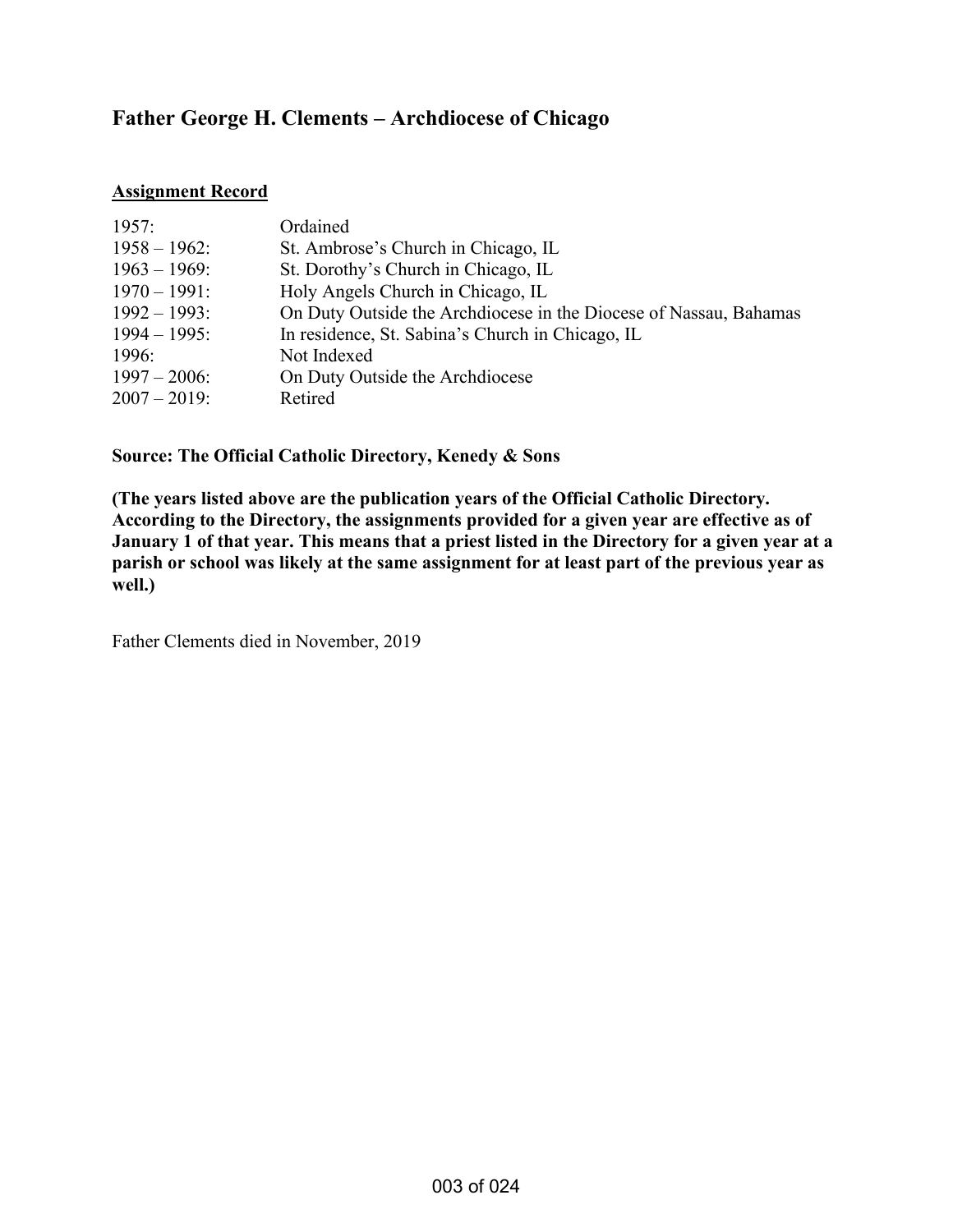## Father George H. Clements – Archdiocese of Chicago

**Assignment Record**

| | |
|---|---|
| 1957: | Ordained |
| 1958 – 1962: | St. Ambrose's Church in Chicago, IL |
| 1963 – 1969: | St. Dorothy's Church in Chicago, IL |
| 1970 – 1991: | Holy Angels Church in Chicago, IL |
| 1992 – 1993: | On Duty Outside the Archdiocese in the Diocese of Nassau, Bahamas |
| 1994 – 1995: | In residence, St. Sabina's Church in Chicago, IL |
| 1996: | Not Indexed |
| 1997 – 2006: | On Duty Outside the Archdiocese |
| 2007 – 2019: | Retired |

**Source: The Official Catholic Directory, Kenedy & Sons**

**(The years listed above are the publication years of the Official Catholic Directory. According to the Directory, the assignments provided for a given year are effective as of January 1 of that year. This means that a priest listed in the Directory for a given year at a parish or school was likely at the same assignment for at least part of the previous year as well.)**

Father Clements died in November, 2019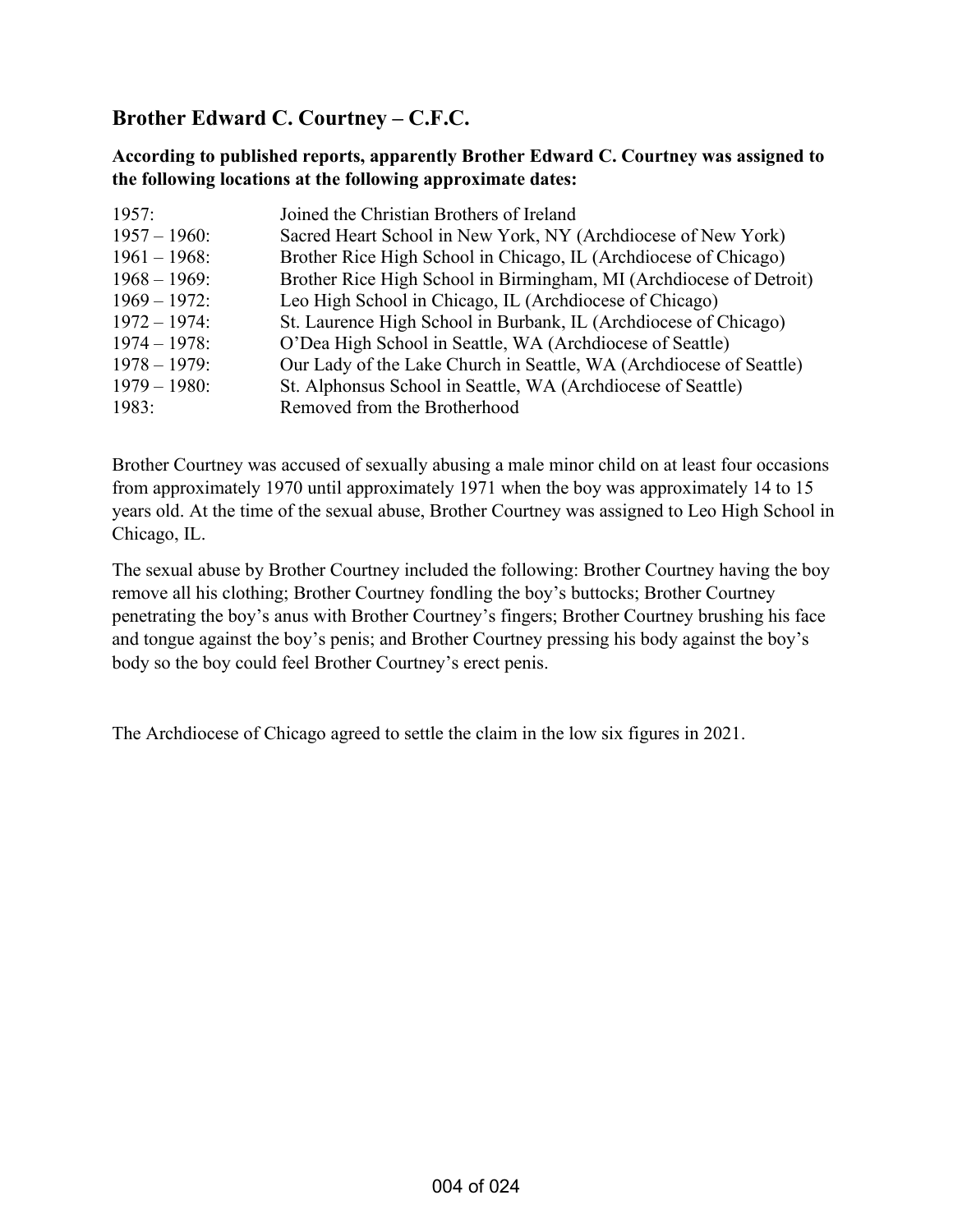## Brother Edward C. Courtney – C.F.C.

**According to published reports, apparently Brother Edward C. Courtney was assigned to the following locations at the following approximate dates:**

| | |
|---|---|
| 1957: | Joined the Christian Brothers of Ireland |
| 1957 – 1960: | Sacred Heart School in New York, NY (Archdiocese of New York) |
| 1961 – 1968: | Brother Rice High School in Chicago, IL (Archdiocese of Chicago) |
| 1968 – 1969: | Brother Rice High School in Birmingham, MI (Archdiocese of Detroit) |
| 1969 – 1972: | Leo High School in Chicago, IL (Archdiocese of Chicago) |
| 1972 – 1974: | St. Laurence High School in Burbank, IL (Archdiocese of Chicago) |
| 1974 – 1978: | O'Dea High School in Seattle, WA (Archdiocese of Seattle) |
| 1978 – 1979: | Our Lady of the Lake Church in Seattle, WA (Archdiocese of Seattle) |
| 1979 – 1980: | St. Alphonsus School in Seattle, WA (Archdiocese of Seattle) |
| 1983: | Removed from the Brotherhood |

Brother Courtney was accused of sexually abusing a male minor child on at least four occasions from approximately 1970 until approximately 1971 when the boy was approximately 14 to 15 years old. At the time of the sexual abuse, Brother Courtney was assigned to Leo High School in Chicago, IL.

The sexual abuse by Brother Courtney included the following: Brother Courtney having the boy remove all his clothing; Brother Courtney fondling the boy's buttocks; Brother Courtney penetrating the boy's anus with Brother Courtney's fingers; Brother Courtney brushing his face and tongue against the boy's penis; and Brother Courtney pressing his body against the boy's body so the boy could feel Brother Courtney's erect penis.

The Archdiocese of Chicago agreed to settle the claim in the low six figures in 2021.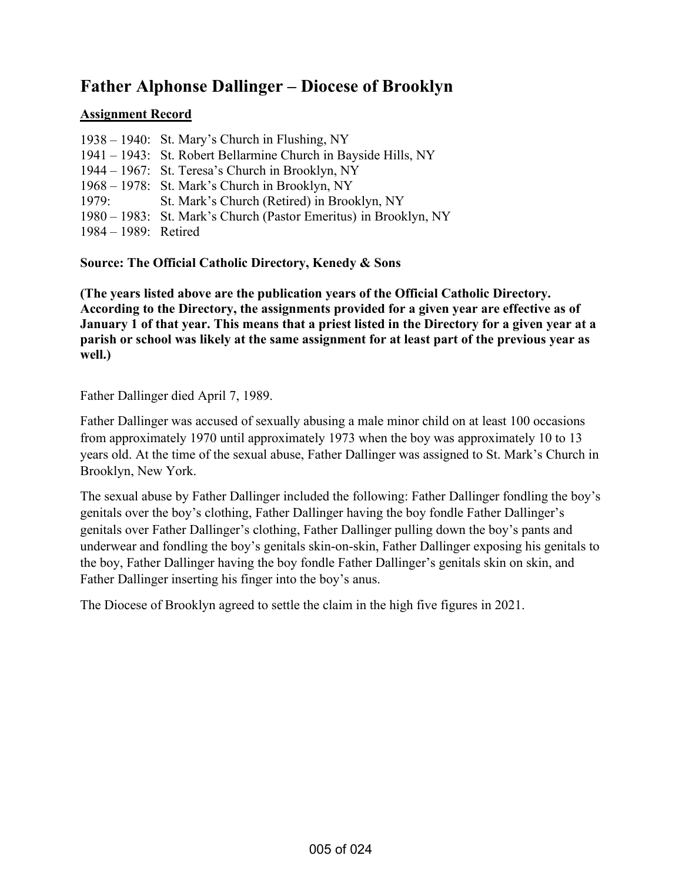## Father Alphonse Dallinger – Diocese of Brooklyn

**Assignment Record**

1938 – 1940: St. Mary's Church in Flushing, NY
1941 – 1943: St. Robert Bellarmine Church in Bayside Hills, NY
1944 – 1967: St. Teresa's Church in Brooklyn, NY
1968 – 1978: St. Mark's Church in Brooklyn, NY
1979: St. Mark's Church (Retired) in Brooklyn, NY
1980 – 1983: St. Mark's Church (Pastor Emeritus) in Brooklyn, NY
1984 – 1989: Retired

**Source: The Official Catholic Directory, Kenedy & Sons**

**(The years listed above are the publication years of the Official Catholic Directory. According to the Directory, the assignments provided for a given year are effective as of January 1 of that year. This means that a priest listed in the Directory for a given year at a parish or school was likely at the same assignment for at least part of the previous year as well.)**

Father Dallinger died April 7, 1989.

Father Dallinger was accused of sexually abusing a male minor child on at least 100 occasions from approximately 1970 until approximately 1973 when the boy was approximately 10 to 13 years old. At the time of the sexual abuse, Father Dallinger was assigned to St. Mark's Church in Brooklyn, New York.

The sexual abuse by Father Dallinger included the following: Father Dallinger fondling the boy's genitals over the boy's clothing, Father Dallinger having the boy fondle Father Dallinger's genitals over Father Dallinger's clothing, Father Dallinger pulling down the boy's pants and underwear and fondling the boy's genitals skin-on-skin, Father Dallinger exposing his genitals to the boy, Father Dallinger having the boy fondle Father Dallinger's genitals skin on skin, and Father Dallinger inserting his finger into the boy's anus.

The Diocese of Brooklyn agreed to settle the claim in the high five figures in 2021.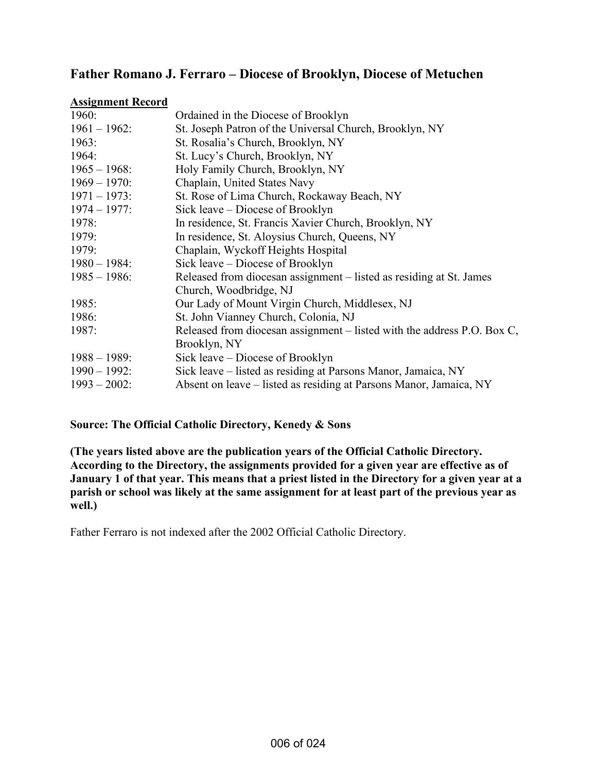## Father Romano J. Ferraro – Diocese of Brooklyn, Diocese of Metuchen

**Assignment Record**

| | |
|---|---|
| 1960: | Ordained in the Diocese of Brooklyn |
| 1961 – 1962: | St. Joseph Patron of the Universal Church, Brooklyn, NY |
| 1963: | St. Rosalia's Church, Brooklyn, NY |
| 1964: | St. Lucy's Church, Brooklyn, NY |
| 1965 – 1968: | Holy Family Church, Brooklyn, NY |
| 1969 – 1970: | Chaplain, United States Navy |
| 1971 – 1973: | St. Rose of Lima Church, Rockaway Beach, NY |
| 1974 – 1977: | Sick leave – Diocese of Brooklyn |
| 1978: | In residence, St. Francis Xavier Church, Brooklyn, NY |
| 1979: | In residence, St. Aloysius Church, Queens, NY |
| 1979: | Chaplain, Wyckoff Heights Hospital |
| 1980 – 1984: | Sick leave – Diocese of Brooklyn |
| 1985 – 1986: | Released from diocesan assignment – listed as residing at St. James Church, Woodbridge, NJ |
| 1985: | Our Lady of Mount Virgin Church, Middlesex, NJ |
| 1986: | St. John Vianney Church, Colonia, NJ |
| 1987: | Released from diocesan assignment – listed with the address P.O. Box C, Brooklyn, NY |
| 1988 – 1989: | Sick leave – Diocese of Brooklyn |
| 1990 – 1992: | Sick leave – listed as residing at Parsons Manor, Jamaica, NY |
| 1993 – 2002: | Absent on leave – listed as residing at Parsons Manor, Jamaica, NY |

**Source: The Official Catholic Directory, Kenedy & Sons**

**(The years listed above are the publication years of the Official Catholic Directory. According to the Directory, the assignments provided for a given year are effective as of January 1 of that year. This means that a priest listed in the Directory for a given year at a parish or school was likely at the same assignment for at least part of the previous year as well.)**

Father Ferraro is not indexed after the 2002 Official Catholic Directory.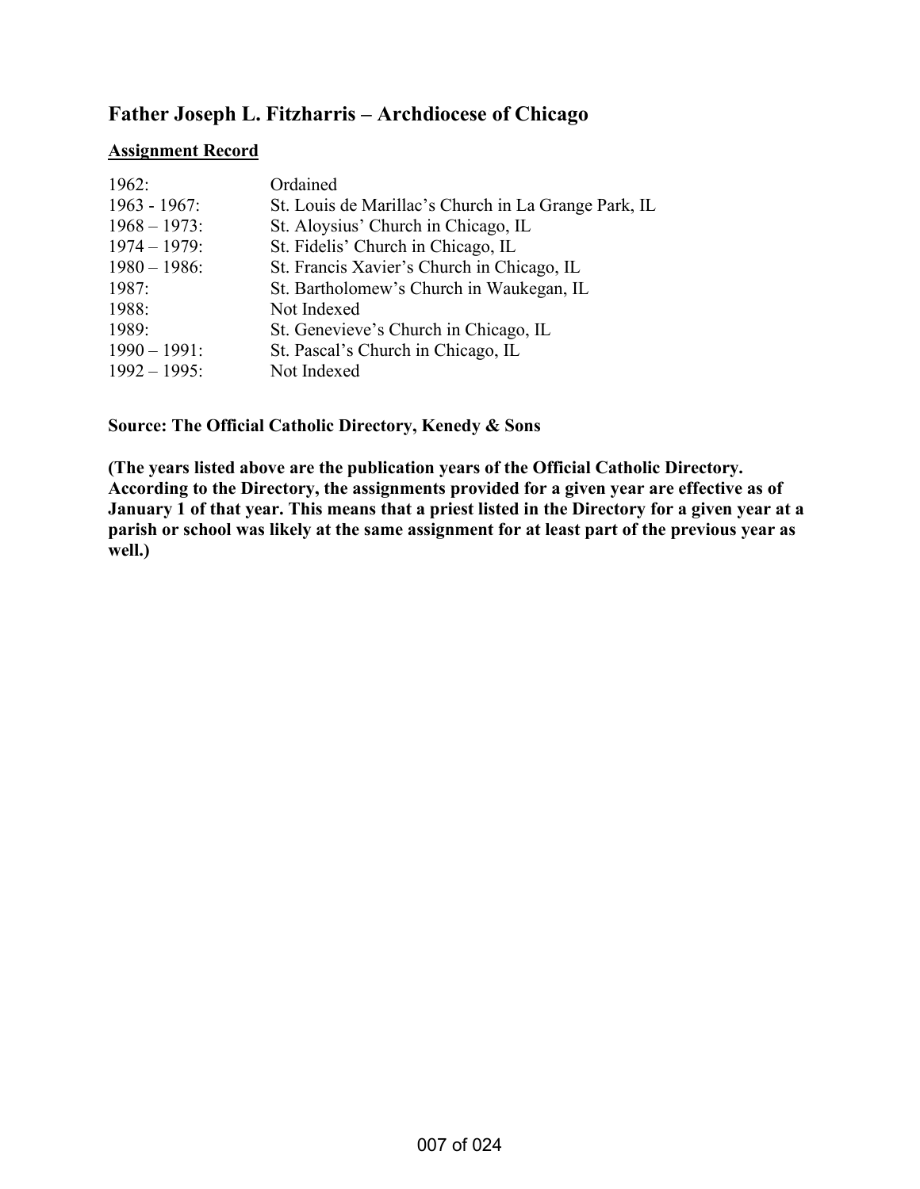## Father Joseph L. Fitzharris – Archdiocese of Chicago

**Assignment Record**

| | |
|---|---|
| 1962: | Ordained |
| 1963 - 1967: | St. Louis de Marillac's Church in La Grange Park, IL |
| 1968 – 1973: | St. Aloysius' Church in Chicago, IL |
| 1974 – 1979: | St. Fidelis' Church in Chicago, IL |
| 1980 – 1986: | St. Francis Xavier's Church in Chicago, IL |
| 1987: | St. Bartholomew's Church in Waukegan, IL |
| 1988: | Not Indexed |
| 1989: | St. Genevieve's Church in Chicago, IL |
| 1990 – 1991: | St. Pascal's Church in Chicago, IL |
| 1992 – 1995: | Not Indexed |

**Source: The Official Catholic Directory, Kenedy & Sons**

**(The years listed above are the publication years of the Official Catholic Directory. According to the Directory, the assignments provided for a given year are effective as of January 1 of that year. This means that a priest listed in the Directory for a given year at a parish or school was likely at the same assignment for at least part of the previous year as well.)**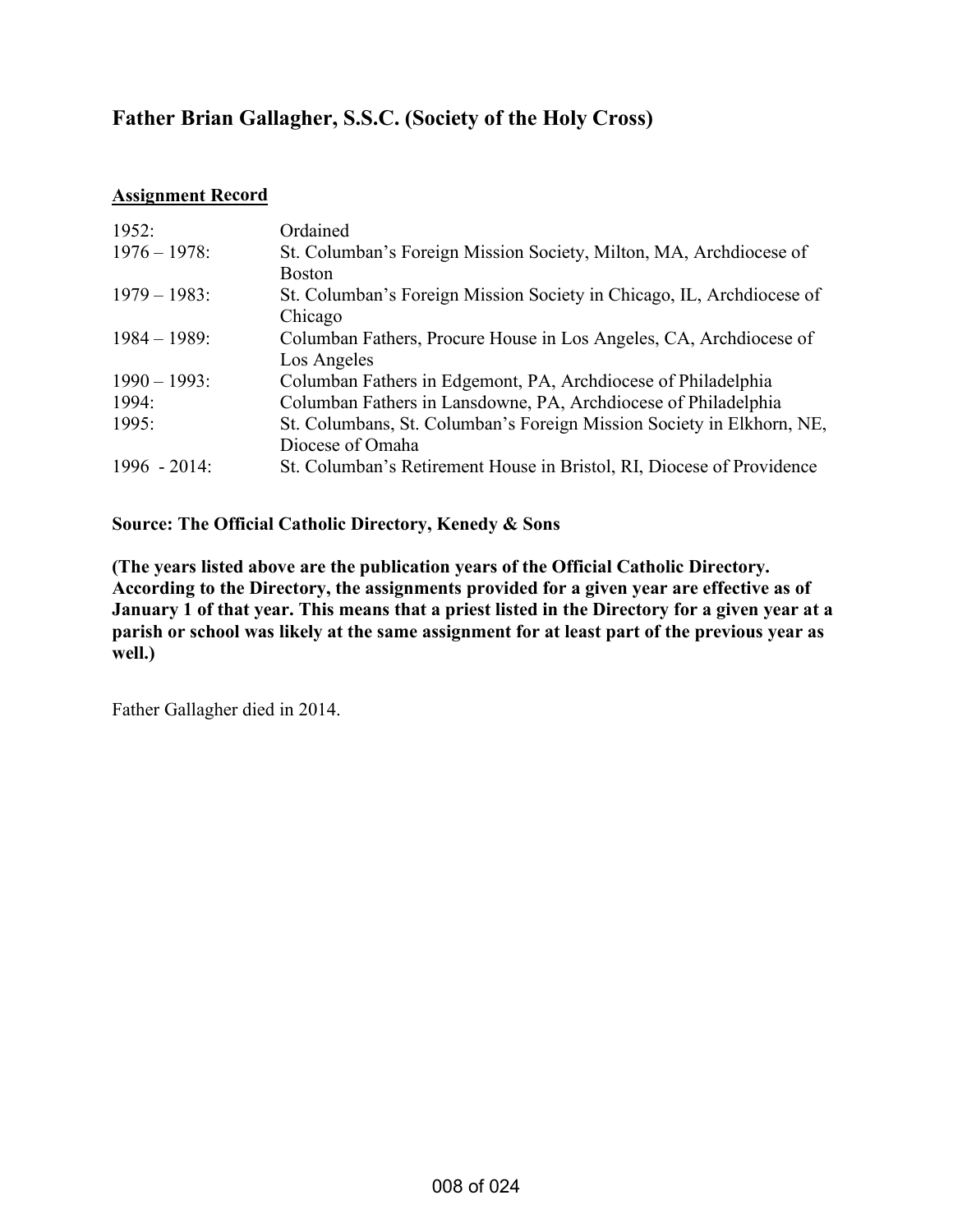## Father Brian Gallagher, S.S.C. (Society of the Holy Cross)

**Assignment Record**

| | |
|---|---|
| 1952: | Ordained |
| 1976 – 1978: | St. Columban's Foreign Mission Society, Milton, MA, Archdiocese of Boston |
| 1979 – 1983: | St. Columban's Foreign Mission Society in Chicago, IL, Archdiocese of Chicago |
| 1984 – 1989: | Columban Fathers, Procure House in Los Angeles, CA, Archdiocese of Los Angeles |
| 1990 – 1993: | Columban Fathers in Edgemont, PA, Archdiocese of Philadelphia |
| 1994: | Columban Fathers in Lansdowne, PA, Archdiocese of Philadelphia |
| 1995: | St. Columbans, St. Columban's Foreign Mission Society in Elkhorn, NE, Diocese of Omaha |
| 1996 - 2014: | St. Columban's Retirement House in Bristol, RI, Diocese of Providence |

**Source: The Official Catholic Directory, Kenedy & Sons**

**(The years listed above are the publication years of the Official Catholic Directory. According to the Directory, the assignments provided for a given year are effective as of January 1 of that year. This means that a priest listed in the Directory for a given year at a parish or school was likely at the same assignment for at least part of the previous year as well.)**

Father Gallagher died in 2014.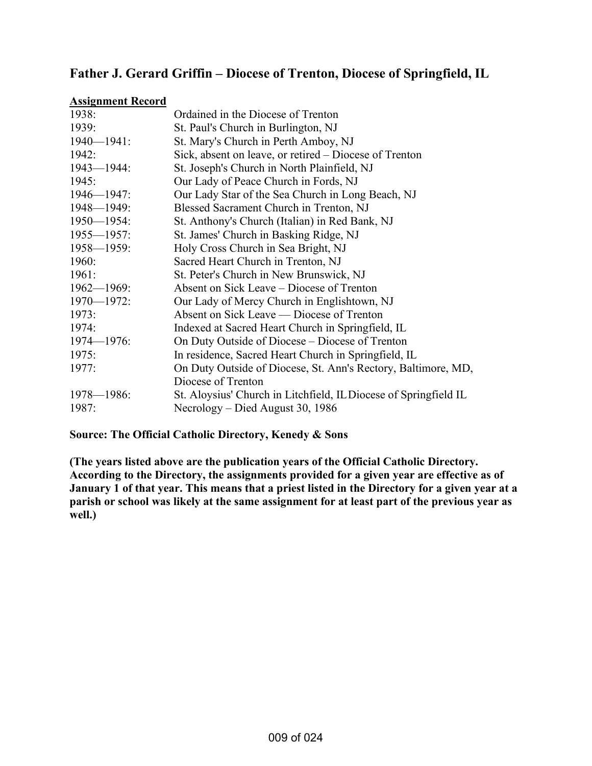## Father J. Gerard Griffin – Diocese of Trenton, Diocese of Springfield, IL

**Assignment Record**

| | |
|---|---|
| 1938: | Ordained in the Diocese of Trenton |
| 1939: | St. Paul's Church in Burlington, NJ |
| 1940—1941: | St. Mary's Church in Perth Amboy, NJ |
| 1942: | Sick, absent on leave, or retired – Diocese of Trenton |
| 1943—1944: | St. Joseph's Church in North Plainfield, NJ |
| 1945: | Our Lady of Peace Church in Fords, NJ |
| 1946—1947: | Our Lady Star of the Sea Church in Long Beach, NJ |
| 1948—1949: | Blessed Sacrament Church in Trenton, NJ |
| 1950—1954: | St. Anthony's Church (Italian) in Red Bank, NJ |
| 1955—1957: | St. James' Church in Basking Ridge, NJ |
| 1958—1959: | Holy Cross Church in Sea Bright, NJ |
| 1960: | Sacred Heart Church in Trenton, NJ |
| 1961: | St. Peter's Church in New Brunswick, NJ |
| 1962—1969: | Absent on Sick Leave – Diocese of Trenton |
| 1970—1972: | Our Lady of Mercy Church in Englishtown, NJ |
| 1973: | Absent on Sick Leave — Diocese of Trenton |
| 1974: | Indexed at Sacred Heart Church in Springfield, IL |
| 1974—1976: | On Duty Outside of Diocese – Diocese of Trenton |
| 1975: | In residence, Sacred Heart Church in Springfield, IL |
| 1977: | On Duty Outside of Diocese, St. Ann's Rectory, Baltimore, MD, Diocese of Trenton |
| 1978—1986: | St. Aloysius' Church in Litchfield, IL Diocese of Springfield IL |
| 1987: | Necrology – Died August 30, 1986 |

**Source: The Official Catholic Directory, Kenedy & Sons**

**(The years listed above are the publication years of the Official Catholic Directory. According to the Directory, the assignments provided for a given year are effective as of January 1 of that year. This means that a priest listed in the Directory for a given year at a parish or school was likely at the same assignment for at least part of the previous year as well.)**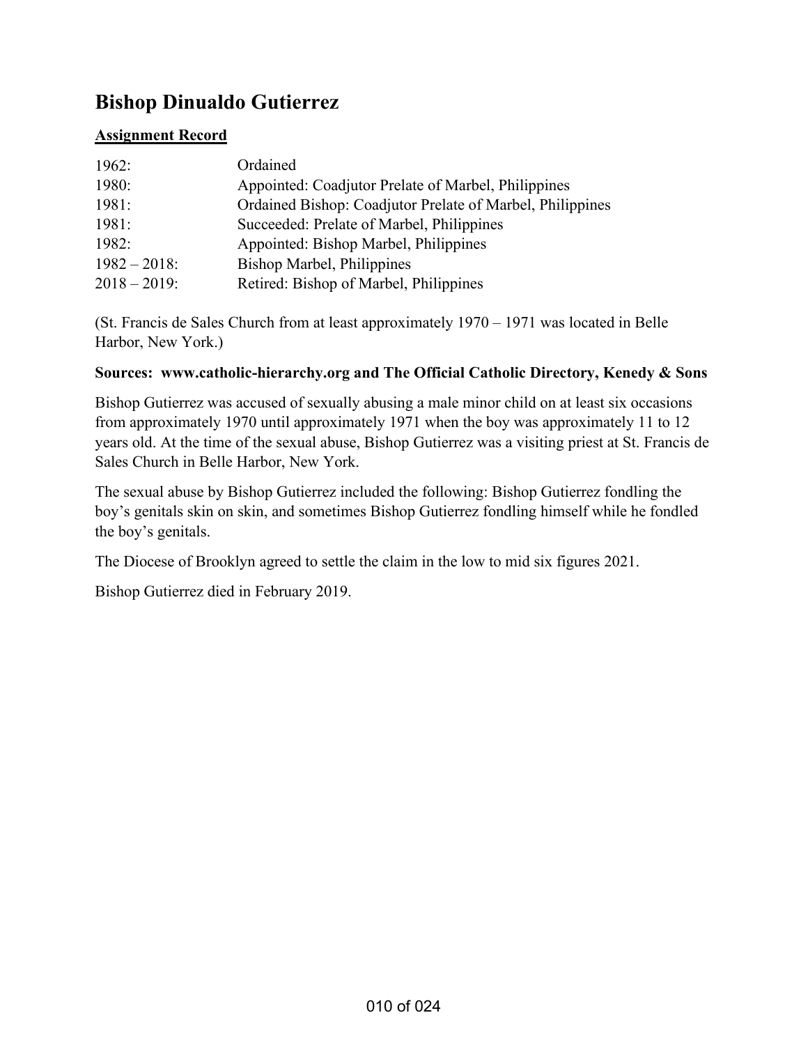# Bishop Dinualdo Gutierrez

**Assignment Record**

| | |
|---|---|
| 1962: | Ordained |
| 1980: | Appointed: Coadjutor Prelate of Marbel, Philippines |
| 1981: | Ordained Bishop: Coadjutor Prelate of Marbel, Philippines |
| 1981: | Succeeded: Prelate of Marbel, Philippines |
| 1982: | Appointed: Bishop Marbel, Philippines |
| 1982 – 2018: | Bishop Marbel, Philippines |
| 2018 – 2019: | Retired: Bishop of Marbel, Philippines |

(St. Francis de Sales Church from at least approximately 1970 – 1971 was located in Belle Harbor, New York.)

**Sources: www.catholic-hierarchy.org and The Official Catholic Directory, Kenedy & Sons**

Bishop Gutierrez was accused of sexually abusing a male minor child on at least six occasions from approximately 1970 until approximately 1971 when the boy was approximately 11 to 12 years old. At the time of the sexual abuse, Bishop Gutierrez was a visiting priest at St. Francis de Sales Church in Belle Harbor, New York.

The sexual abuse by Bishop Gutierrez included the following: Bishop Gutierrez fondling the boy's genitals skin on skin, and sometimes Bishop Gutierrez fondling himself while he fondled the boy's genitals.

The Diocese of Brooklyn agreed to settle the claim in the low to mid six figures 2021.

Bishop Gutierrez died in February 2019.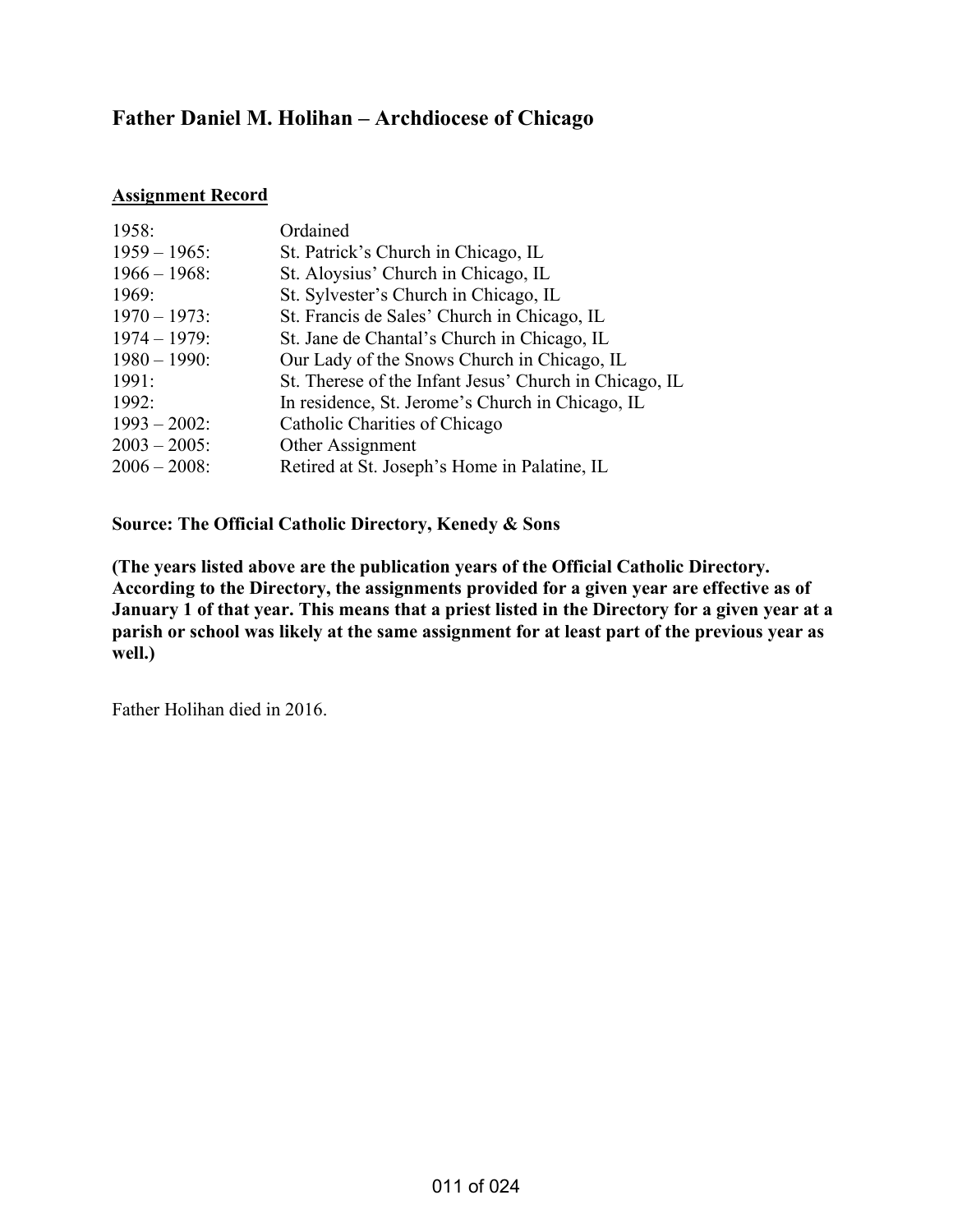## Father Daniel M. Holihan – Archdiocese of Chicago

**Assignment Record**

| | |
|---|---|
| 1958: | Ordained |
| 1959 – 1965: | St. Patrick's Church in Chicago, IL |
| 1966 – 1968: | St. Aloysius' Church in Chicago, IL |
| 1969: | St. Sylvester's Church in Chicago, IL |
| 1970 – 1973: | St. Francis de Sales' Church in Chicago, IL |
| 1974 – 1979: | St. Jane de Chantal's Church in Chicago, IL |
| 1980 – 1990: | Our Lady of the Snows Church in Chicago, IL |
| 1991: | St. Therese of the Infant Jesus' Church in Chicago, IL |
| 1992: | In residence, St. Jerome's Church in Chicago, IL |
| 1993 – 2002: | Catholic Charities of Chicago |
| 2003 – 2005: | Other Assignment |
| 2006 – 2008: | Retired at St. Joseph's Home in Palatine, IL |

**Source: The Official Catholic Directory, Kenedy & Sons**

**(The years listed above are the publication years of the Official Catholic Directory. According to the Directory, the assignments provided for a given year are effective as of January 1 of that year. This means that a priest listed in the Directory for a given year at a parish or school was likely at the same assignment for at least part of the previous year as well.)**

Father Holihan died in 2016.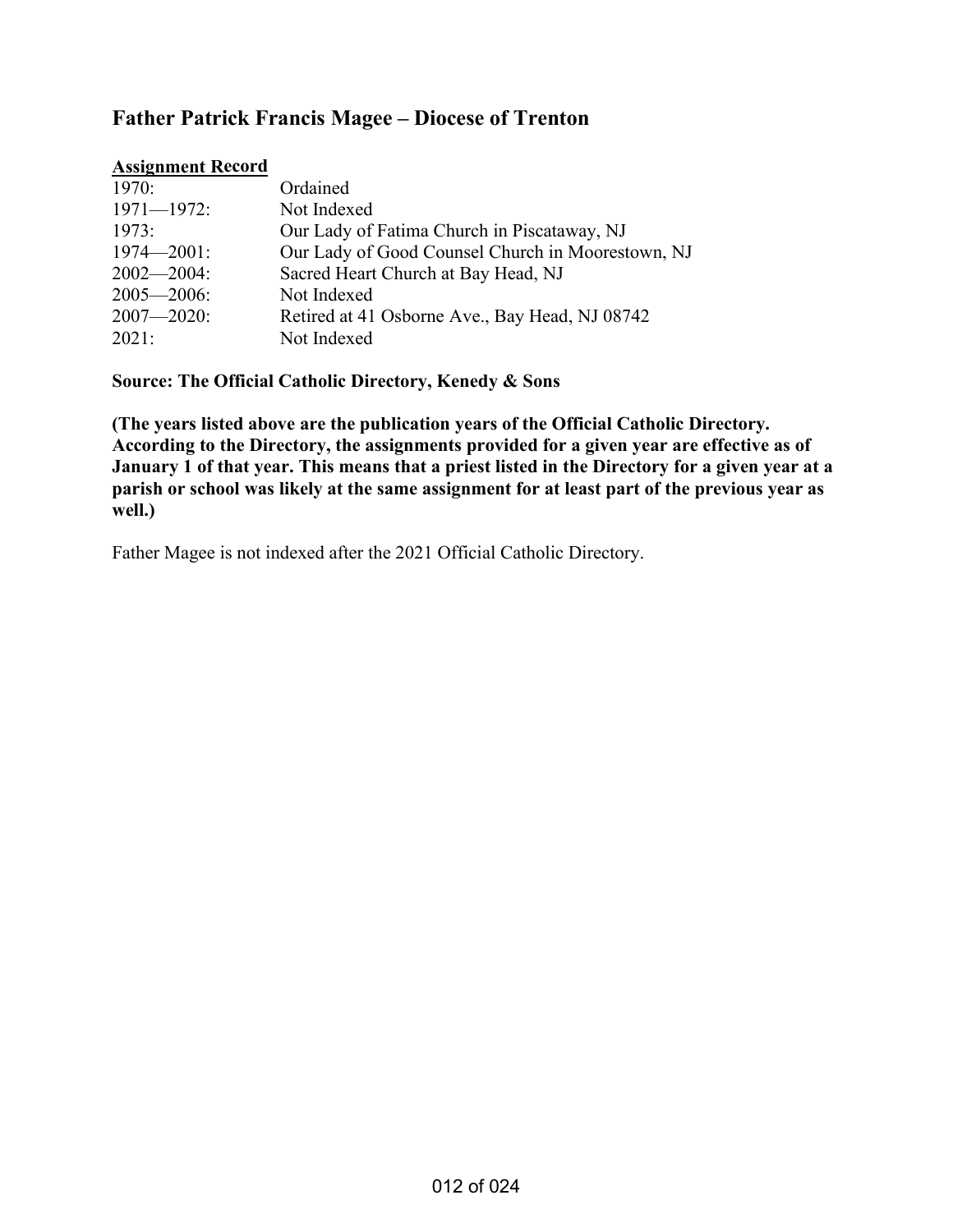## Father Patrick Francis Magee – Diocese of Trenton

**Assignment Record**

| | |
|---|---|
| 1970: | Ordained |
| 1971—1972: | Not Indexed |
| 1973: | Our Lady of Fatima Church in Piscataway, NJ |
| 1974—2001: | Our Lady of Good Counsel Church in Moorestown, NJ |
| 2002—2004: | Sacred Heart Church at Bay Head, NJ |
| 2005—2006: | Not Indexed |
| 2007—2020: | Retired at 41 Osborne Ave., Bay Head, NJ 08742 |
| 2021: | Not Indexed |

**Source: The Official Catholic Directory, Kenedy & Sons**

**(The years listed above are the publication years of the Official Catholic Directory. According to the Directory, the assignments provided for a given year are effective as of January 1 of that year. This means that a priest listed in the Directory for a given year at a parish or school was likely at the same assignment for at least part of the previous year as well.)**

Father Magee is not indexed after the 2021 Official Catholic Directory.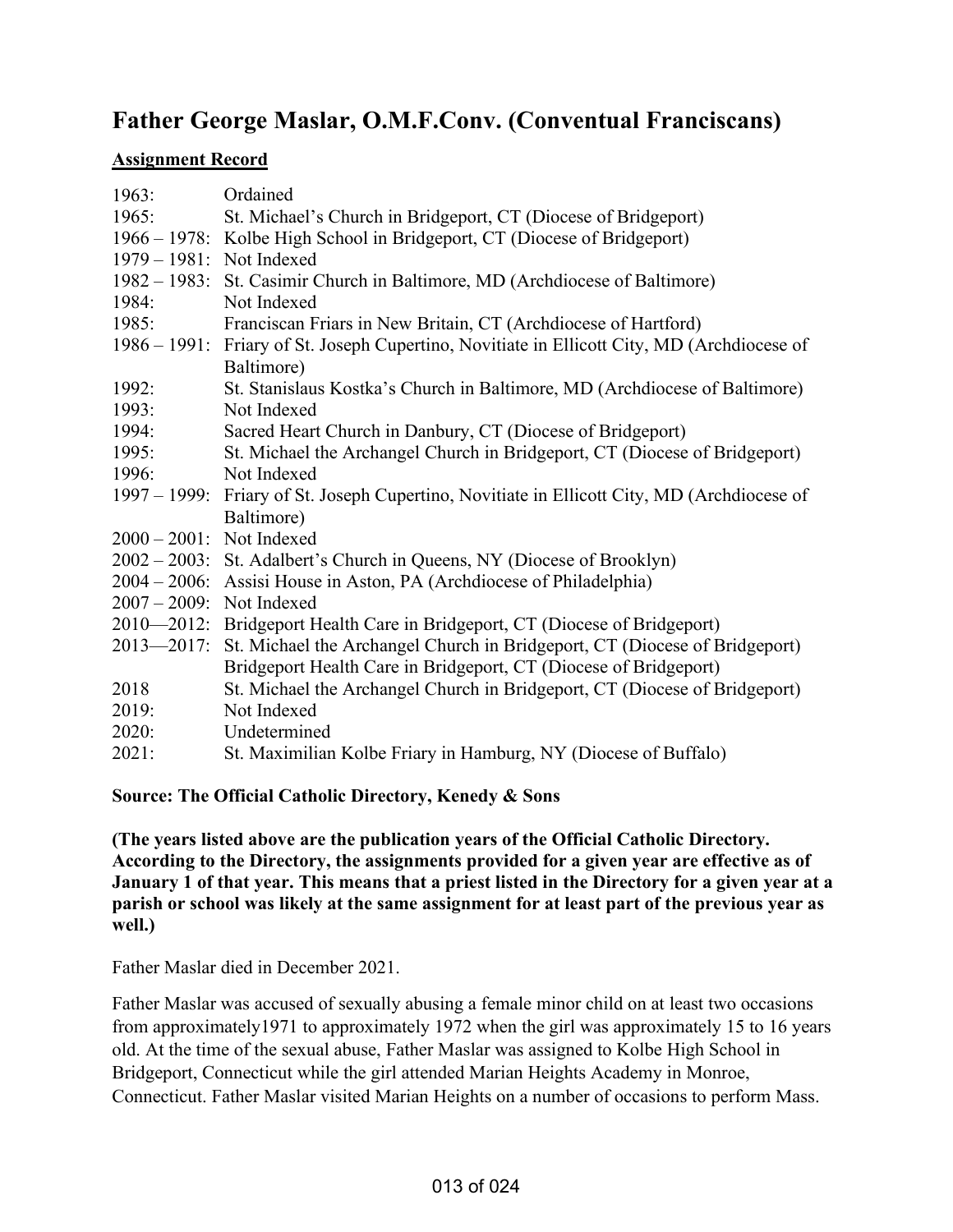# Father George Maslar, O.M.F.Conv. (Conventual Franciscans)

**Assignment Record**

| | |
|---|---|
| 1963: | Ordained |
| 1965: | St. Michael's Church in Bridgeport, CT (Diocese of Bridgeport) |
| 1966 – 1978: | Kolbe High School in Bridgeport, CT (Diocese of Bridgeport) |
| 1979 – 1981: | Not Indexed |
| 1982 – 1983: | St. Casimir Church in Baltimore, MD (Archdiocese of Baltimore) |
| 1984: | Not Indexed |
| 1985: | Franciscan Friars in New Britain, CT (Archdiocese of Hartford) |
| 1986 – 1991: | Friary of St. Joseph Cupertino, Novitiate in Ellicott City, MD (Archdiocese of Baltimore) |
| 1992: | St. Stanislaus Kostka's Church in Baltimore, MD (Archdiocese of Baltimore) |
| 1993: | Not Indexed |
| 1994: | Sacred Heart Church in Danbury, CT (Diocese of Bridgeport) |
| 1995: | St. Michael the Archangel Church in Bridgeport, CT (Diocese of Bridgeport) |
| 1996: | Not Indexed |
| 1997 – 1999: | Friary of St. Joseph Cupertino, Novitiate in Ellicott City, MD (Archdiocese of Baltimore) |
| 2000 – 2001: | Not Indexed |
| 2002 – 2003: | St. Adalbert's Church in Queens, NY (Diocese of Brooklyn) |
| 2004 – 2006: | Assisi House in Aston, PA (Archdiocese of Philadelphia) |
| 2007 – 2009: | Not Indexed |
| 2010—2012: | Bridgeport Health Care in Bridgeport, CT (Diocese of Bridgeport) |
| 2013—2017: | St. Michael the Archangel Church in Bridgeport, CT (Diocese of Bridgeport) Bridgeport Health Care in Bridgeport, CT (Diocese of Bridgeport) |
| 2018 | St. Michael the Archangel Church in Bridgeport, CT (Diocese of Bridgeport) |
| 2019: | Not Indexed |
| 2020: | Undetermined |
| 2021: | St. Maximilian Kolbe Friary in Hamburg, NY (Diocese of Buffalo) |

**Source: The Official Catholic Directory, Kenedy & Sons**

**(The years listed above are the publication years of the Official Catholic Directory. According to the Directory, the assignments provided for a given year are effective as of January 1 of that year. This means that a priest listed in the Directory for a given year at a parish or school was likely at the same assignment for at least part of the previous year as well.)**

Father Maslar died in December 2021.

Father Maslar was accused of sexually abusing a female minor child on at least two occasions from approximately1971 to approximately 1972 when the girl was approximately 15 to 16 years old. At the time of the sexual abuse, Father Maslar was assigned to Kolbe High School in Bridgeport, Connecticut while the girl attended Marian Heights Academy in Monroe, Connecticut. Father Maslar visited Marian Heights on a number of occasions to perform Mass.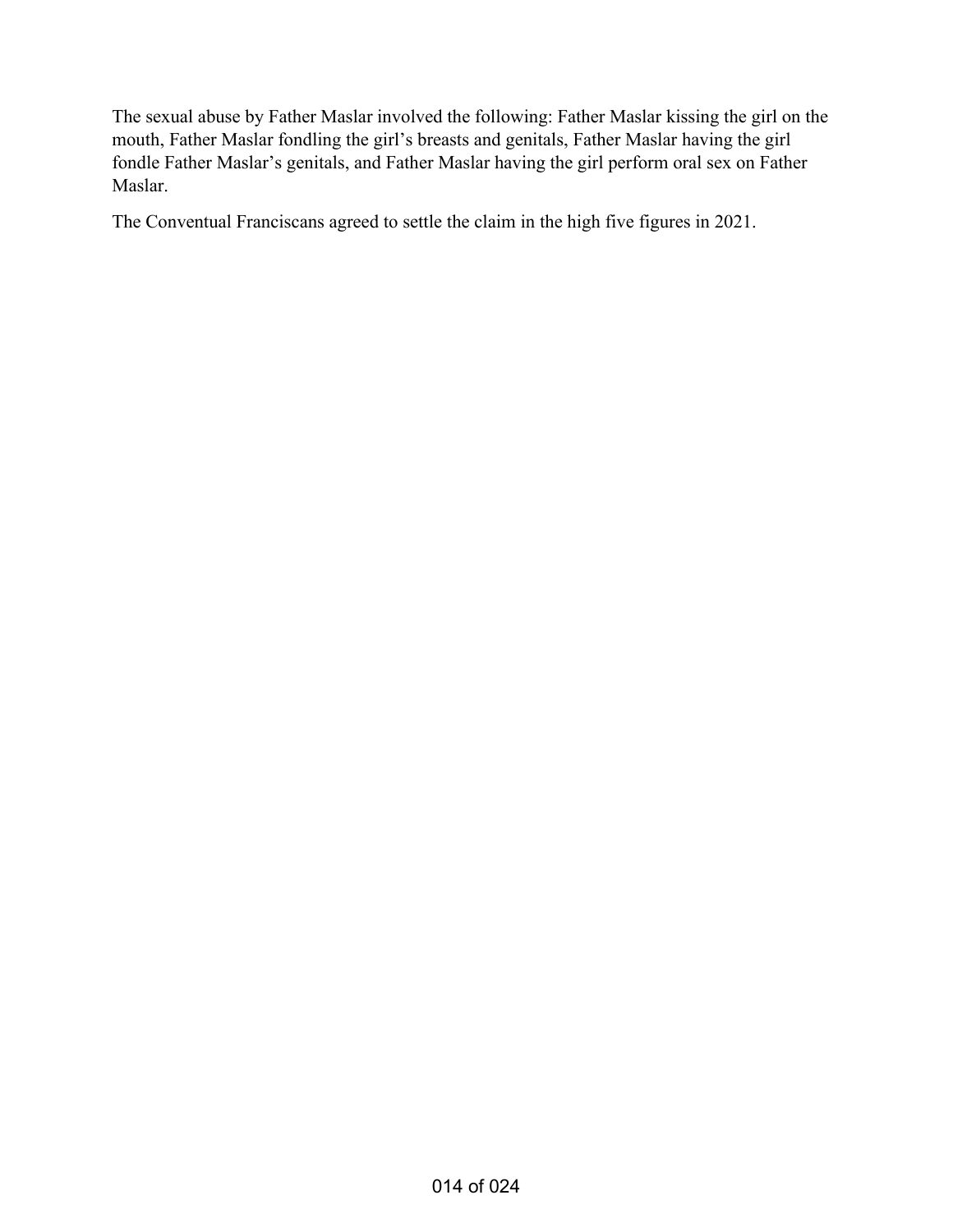The sexual abuse by Father Maslar involved the following: Father Maslar kissing the girl on the mouth, Father Maslar fondling the girl's breasts and genitals, Father Maslar having the girl fondle Father Maslar's genitals, and Father Maslar having the girl perform oral sex on Father Maslar.

The Conventual Franciscans agreed to settle the claim in the high five figures in 2021.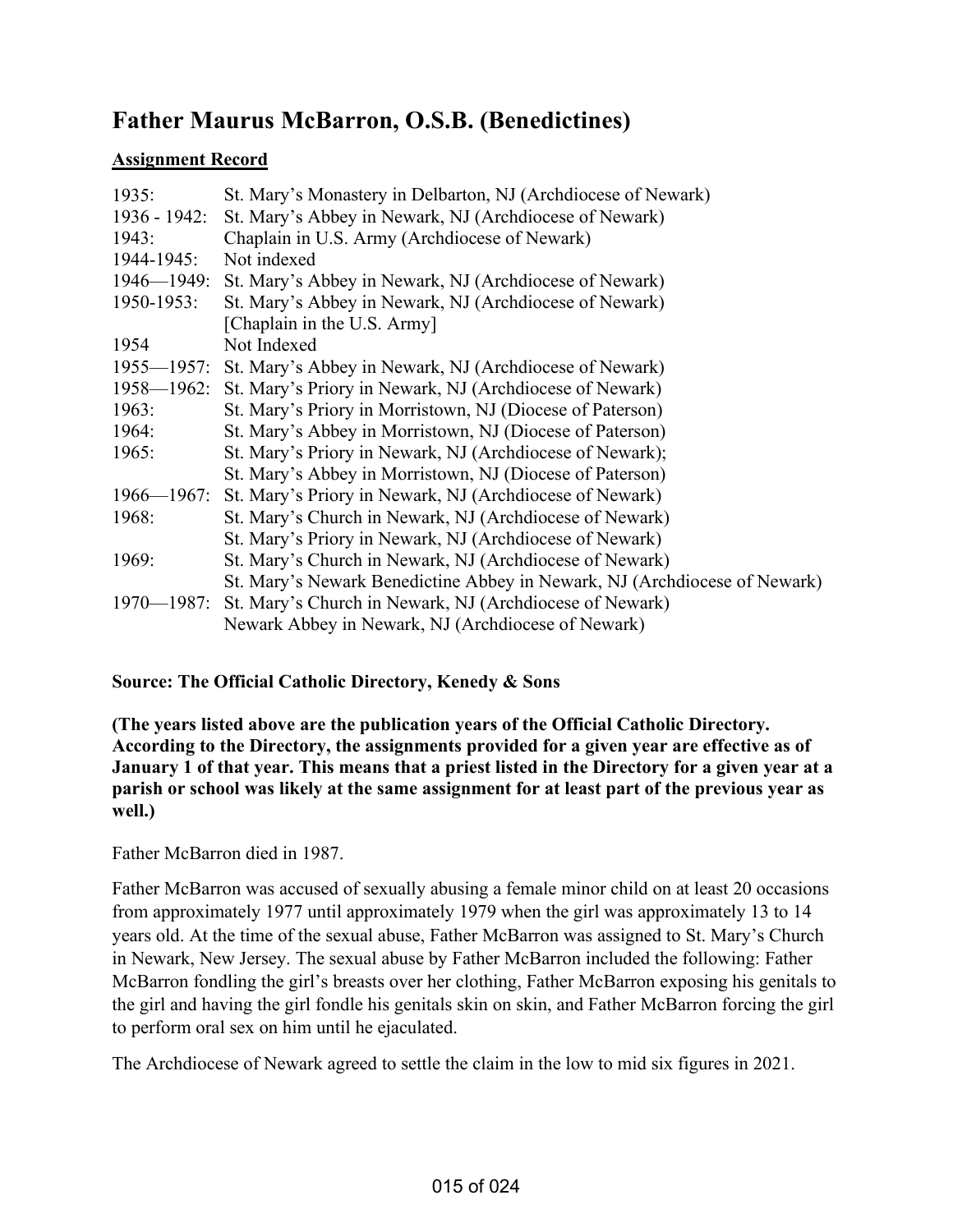# Father Maurus McBarron, O.S.B. (Benedictines)

**Assignment Record**

| | |
|---|---|
| 1935: | St. Mary's Monastery in Delbarton, NJ (Archdiocese of Newark) |
| 1936 - 1942: | St. Mary's Abbey in Newark, NJ (Archdiocese of Newark) |
| 1943: | Chaplain in U.S. Army (Archdiocese of Newark) |
| 1944-1945: | Not indexed |
| 1946—1949: | St. Mary's Abbey in Newark, NJ (Archdiocese of Newark) |
| 1950-1953: | St. Mary's Abbey in Newark, NJ (Archdiocese of Newark) [Chaplain in the U.S. Army] |
| 1954 | Not Indexed |
| 1955—1957: | St. Mary's Abbey in Newark, NJ (Archdiocese of Newark) |
| 1958—1962: | St. Mary's Priory in Newark, NJ (Archdiocese of Newark) |
| 1963: | St. Mary's Priory in Morristown, NJ (Diocese of Paterson) |
| 1964: | St. Mary's Abbey in Morristown, NJ (Diocese of Paterson) |
| 1965: | St. Mary's Priory in Newark, NJ (Archdiocese of Newark); St. Mary's Abbey in Morristown, NJ (Diocese of Paterson) |
| 1966—1967: | St. Mary's Priory in Newark, NJ (Archdiocese of Newark) |
| 1968: | St. Mary's Church in Newark, NJ (Archdiocese of Newark) St. Mary's Priory in Newark, NJ (Archdiocese of Newark) |
| 1969: | St. Mary's Church in Newark, NJ (Archdiocese of Newark) St. Mary's Newark Benedictine Abbey in Newark, NJ (Archdiocese of Newark) |
| 1970—1987: | St. Mary's Church in Newark, NJ (Archdiocese of Newark) Newark Abbey in Newark, NJ (Archdiocese of Newark) |

**Source: The Official Catholic Directory, Kenedy & Sons**

**(The years listed above are the publication years of the Official Catholic Directory. According to the Directory, the assignments provided for a given year are effective as of January 1 of that year. This means that a priest listed in the Directory for a given year at a parish or school was likely at the same assignment for at least part of the previous year as well.)**

Father McBarron died in 1987.

Father McBarron was accused of sexually abusing a female minor child on at least 20 occasions from approximately 1977 until approximately 1979 when the girl was approximately 13 to 14 years old. At the time of the sexual abuse, Father McBarron was assigned to St. Mary's Church in Newark, New Jersey. The sexual abuse by Father McBarron included the following: Father McBarron fondling the girl's breasts over her clothing, Father McBarron exposing his genitals to the girl and having the girl fondle his genitals skin on skin, and Father McBarron forcing the girl to perform oral sex on him until he ejaculated.

The Archdiocese of Newark agreed to settle the claim in the low to mid six figures in 2021.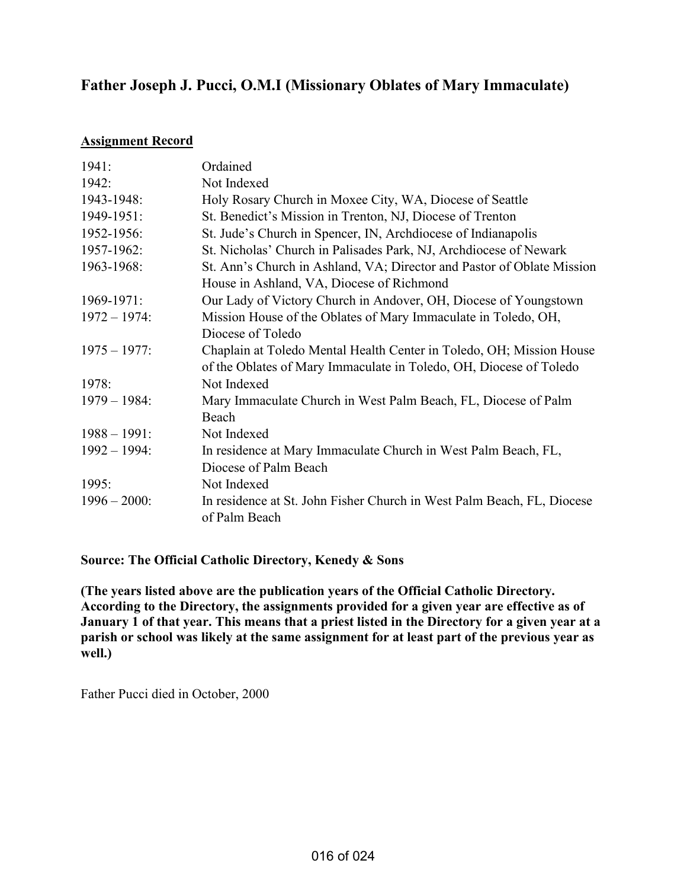## Father Joseph J. Pucci, O.M.I (Missionary Oblates of Mary Immaculate)

**<u>Assignment Record</u>**

| | |
|---|---|
| 1941: | Ordained |
| 1942: | Not Indexed |
| 1943-1948: | Holy Rosary Church in Moxee City, WA, Diocese of Seattle |
| 1949-1951: | St. Benedict's Mission in Trenton, NJ, Diocese of Trenton |
| 1952-1956: | St. Jude's Church in Spencer, IN, Archdiocese of Indianapolis |
| 1957-1962: | St. Nicholas' Church in Palisades Park, NJ, Archdiocese of Newark |
| 1963-1968: | St. Ann's Church in Ashland, VA; Director and Pastor of Oblate Mission House in Ashland, VA, Diocese of Richmond |
| 1969-1971: | Our Lady of Victory Church in Andover, OH, Diocese of Youngstown |
| 1972 – 1974: | Mission House of the Oblates of Mary Immaculate in Toledo, OH, Diocese of Toledo |
| 1975 – 1977: | Chaplain at Toledo Mental Health Center in Toledo, OH; Mission House of the Oblates of Mary Immaculate in Toledo, OH, Diocese of Toledo |
| 1978: | Not Indexed |
| 1979 – 1984: | Mary Immaculate Church in West Palm Beach, FL, Diocese of Palm Beach |
| 1988 – 1991: | Not Indexed |
| 1992 – 1994: | In residence at Mary Immaculate Church in West Palm Beach, FL, Diocese of Palm Beach |
| 1995: | Not Indexed |
| 1996 – 2000: | In residence at St. John Fisher Church in West Palm Beach, FL, Diocese of Palm Beach |

**Source: The Official Catholic Directory, Kenedy & Sons**

**(The years listed above are the publication years of the Official Catholic Directory. According to the Directory, the assignments provided for a given year are effective as of January 1 of that year. This means that a priest listed in the Directory for a given year at a parish or school was likely at the same assignment for at least part of the previous year as well.)**

Father Pucci died in October, 2000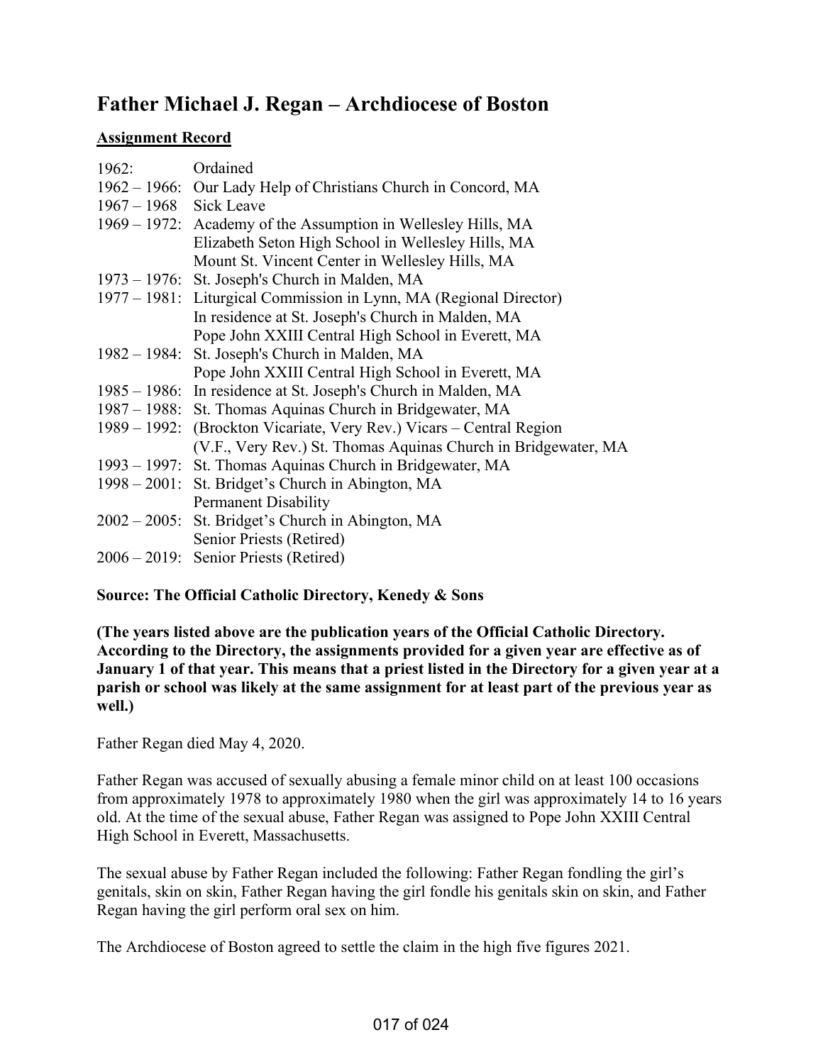# Father Michael J. Regan – Archdiocese of Boston

**Assignment Record**

| | |
|---|---|
| 1962: | Ordained |
| 1962 – 1966: | Our Lady Help of Christians Church in Concord, MA |
| 1967 – 1968 | Sick Leave |
| 1969 – 1972: | Academy of the Assumption in Wellesley Hills, MA |
| | Elizabeth Seton High School in Wellesley Hills, MA |
| | Mount St. Vincent Center in Wellesley Hills, MA |
| 1973 – 1976: | St. Joseph's Church in Malden, MA |
| 1977 – 1981: | Liturgical Commission in Lynn, MA (Regional Director) |
| | In residence at St. Joseph's Church in Malden, MA |
| | Pope John XXIII Central High School in Everett, MA |
| 1982 – 1984: | St. Joseph's Church in Malden, MA |
| | Pope John XXIII Central High School in Everett, MA |
| 1985 – 1986: | In residence at St. Joseph's Church in Malden, MA |
| 1987 – 1988: | St. Thomas Aquinas Church in Bridgewater, MA |
| 1989 – 1992: | (Brockton Vicariate, Very Rev.) Vicars – Central Region |
| | (V.F., Very Rev.) St. Thomas Aquinas Church in Bridgewater, MA |
| 1993 – 1997: | St. Thomas Aquinas Church in Bridgewater, MA |
| 1998 – 2001: | St. Bridget's Church in Abington, MA |
| | Permanent Disability |
| 2002 – 2005: | St. Bridget's Church in Abington, MA |
| | Senior Priests (Retired) |
| 2006 – 2019: | Senior Priests (Retired) |

**Source: The Official Catholic Directory, Kenedy & Sons**

**(The years listed above are the publication years of the Official Catholic Directory. According to the Directory, the assignments provided for a given year are effective as of January 1 of that year. This means that a priest listed in the Directory for a given year at a parish or school was likely at the same assignment for at least part of the previous year as well.)**

Father Regan died May 4, 2020.

Father Regan was accused of sexually abusing a female minor child on at least 100 occasions from approximately 1978 to approximately 1980 when the girl was approximately 14 to 16 years old. At the time of the sexual abuse, Father Regan was assigned to Pope John XXIII Central High School in Everett, Massachusetts.

The sexual abuse by Father Regan included the following: Father Regan fondling the girl's genitals, skin on skin, Father Regan having the girl fondle his genitals skin on skin, and Father Regan having the girl perform oral sex on him.

The Archdiocese of Boston agreed to settle the claim in the high five figures 2021.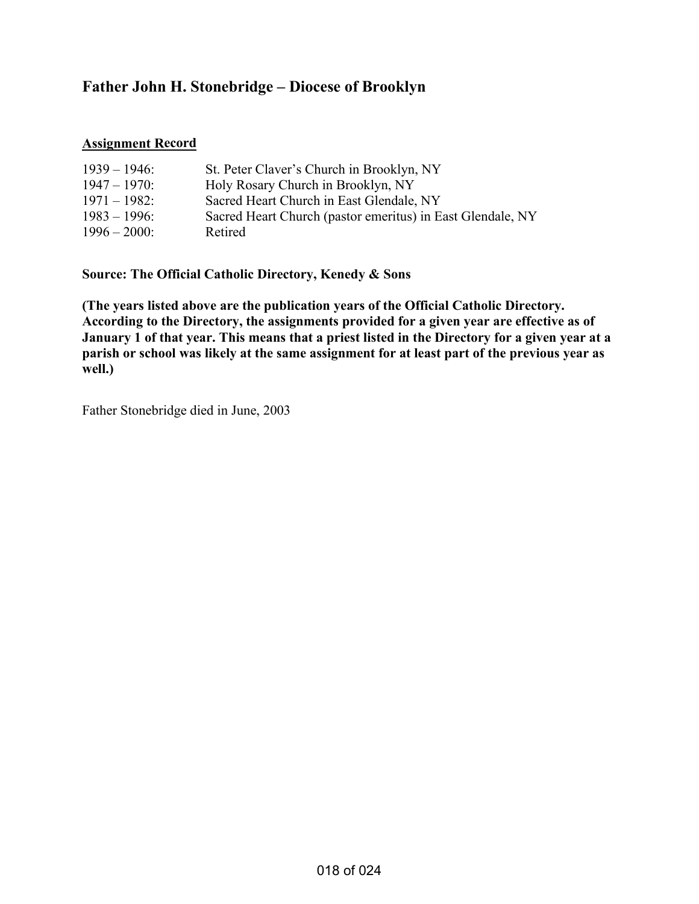## Father John H. Stonebridge – Diocese of Brooklyn

**Assignment Record**

| | |
|---|---|
| 1939 – 1946: | St. Peter Claver's Church in Brooklyn, NY |
| 1947 – 1970: | Holy Rosary Church in Brooklyn, NY |
| 1971 – 1982: | Sacred Heart Church in East Glendale, NY |
| 1983 – 1996: | Sacred Heart Church (pastor emeritus) in East Glendale, NY |
| 1996 – 2000: | Retired |

**Source: The Official Catholic Directory, Kenedy & Sons**

**(The years listed above are the publication years of the Official Catholic Directory. According to the Directory, the assignments provided for a given year are effective as of January 1 of that year. This means that a priest listed in the Directory for a given year at a parish or school was likely at the same assignment for at least part of the previous year as well.)**

Father Stonebridge died in June, 2003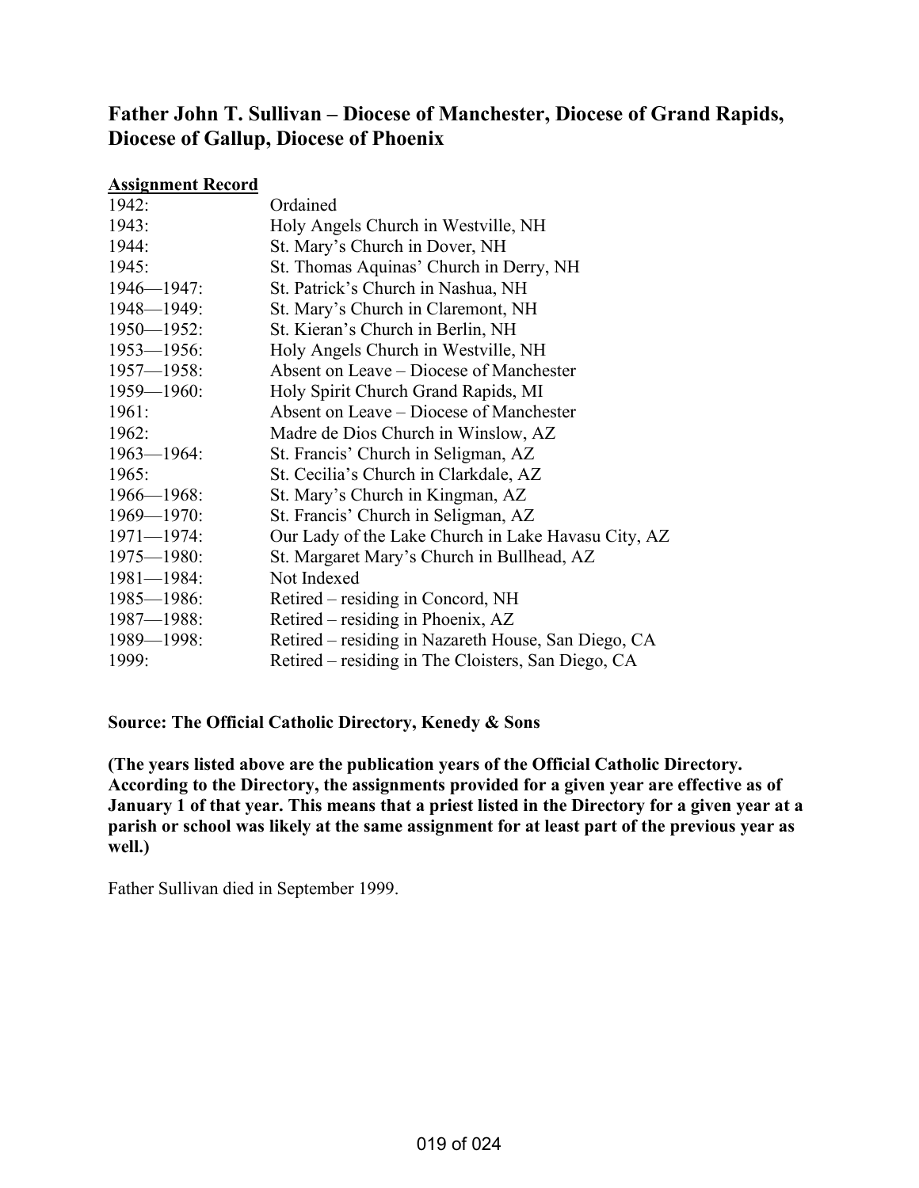## Father John T. Sullivan – Diocese of Manchester, Diocese of Grand Rapids, Diocese of Gallup, Diocese of Phoenix

**Assignment Record**

| | |
|---|---|
| 1942: | Ordained |
| 1943: | Holy Angels Church in Westville, NH |
| 1944: | St. Mary's Church in Dover, NH |
| 1945: | St. Thomas Aquinas' Church in Derry, NH |
| 1946—1947: | St. Patrick's Church in Nashua, NH |
| 1948—1949: | St. Mary's Church in Claremont, NH |
| 1950—1952: | St. Kieran's Church in Berlin, NH |
| 1953—1956: | Holy Angels Church in Westville, NH |
| 1957—1958: | Absent on Leave – Diocese of Manchester |
| 1959—1960: | Holy Spirit Church Grand Rapids, MI |
| 1961: | Absent on Leave – Diocese of Manchester |
| 1962: | Madre de Dios Church in Winslow, AZ |
| 1963—1964: | St. Francis' Church in Seligman, AZ |
| 1965: | St. Cecilia's Church in Clarkdale, AZ |
| 1966—1968: | St. Mary's Church in Kingman, AZ |
| 1969—1970: | St. Francis' Church in Seligman, AZ |
| 1971—1974: | Our Lady of the Lake Church in Lake Havasu City, AZ |
| 1975—1980: | St. Margaret Mary's Church in Bullhead, AZ |
| 1981—1984: | Not Indexed |
| 1985—1986: | Retired – residing in Concord, NH |
| 1987—1988: | Retired – residing in Phoenix, AZ |
| 1989—1998: | Retired – residing in Nazareth House, San Diego, CA |
| 1999: | Retired – residing in The Cloisters, San Diego, CA |

**Source: The Official Catholic Directory, Kenedy & Sons**

**(The years listed above are the publication years of the Official Catholic Directory. According to the Directory, the assignments provided for a given year are effective as of January 1 of that year. This means that a priest listed in the Directory for a given year at a parish or school was likely at the same assignment for at least part of the previous year as well.)**

Father Sullivan died in September 1999.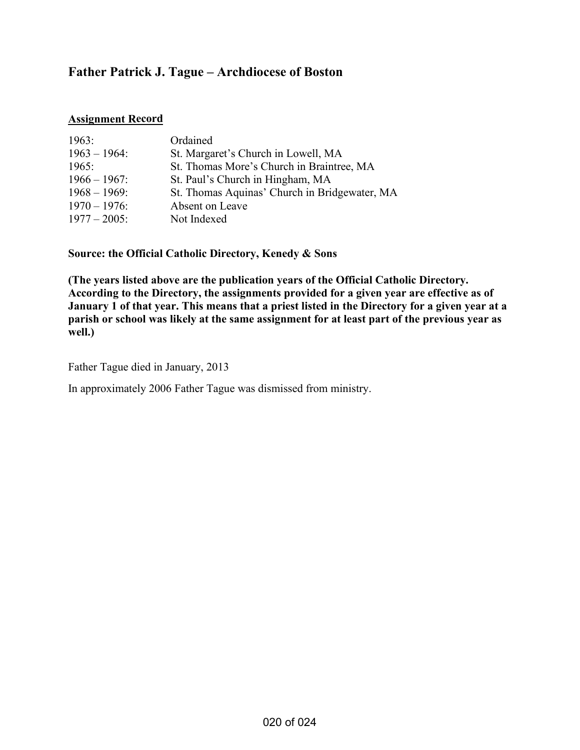## Father Patrick J. Tague – Archdiocese of Boston

**Assignment Record**

| | |
|---|---|
| 1963: | Ordained |
| 1963 – 1964: | St. Margaret's Church in Lowell, MA |
| 1965: | St. Thomas More's Church in Braintree, MA |
| 1966 – 1967: | St. Paul's Church in Hingham, MA |
| 1968 – 1969: | St. Thomas Aquinas' Church in Bridgewater, MA |
| 1970 – 1976: | Absent on Leave |
| 1977 – 2005: | Not Indexed |

**Source: the Official Catholic Directory, Kenedy & Sons**

**(The years listed above are the publication years of the Official Catholic Directory. According to the Directory, the assignments provided for a given year are effective as of January 1 of that year. This means that a priest listed in the Directory for a given year at a parish or school was likely at the same assignment for at least part of the previous year as well.)**

Father Tague died in January, 2013

In approximately 2006 Father Tague was dismissed from ministry.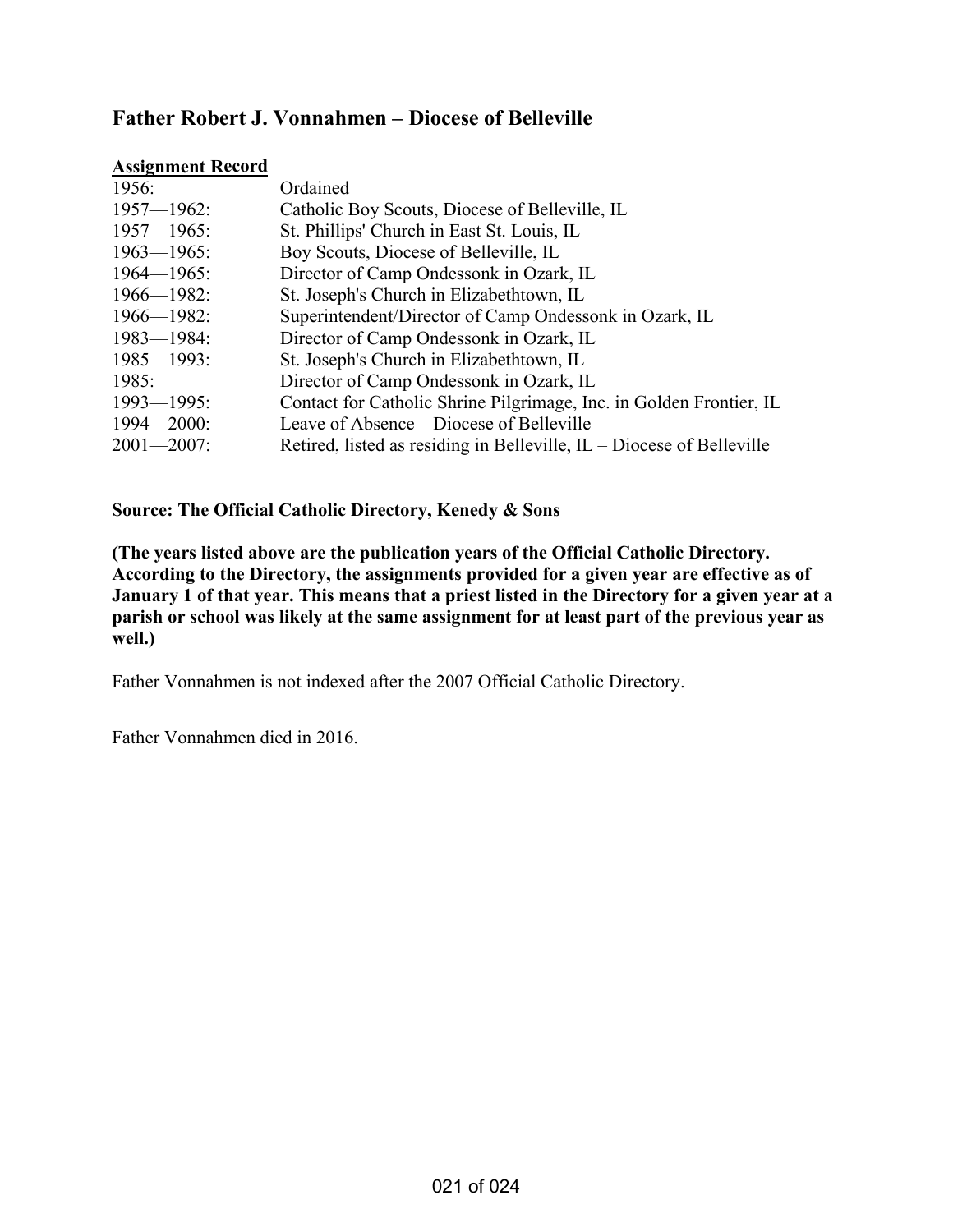## Father Robert J. Vonnahmen – Diocese of Belleville

**Assignment Record**

| | |
|---|---|
| 1956: | Ordained |
| 1957—1962: | Catholic Boy Scouts, Diocese of Belleville, IL |
| 1957—1965: | St. Phillips' Church in East St. Louis, IL |
| 1963—1965: | Boy Scouts, Diocese of Belleville, IL |
| 1964—1965: | Director of Camp Ondessonk in Ozark, IL |
| 1966—1982: | St. Joseph's Church in Elizabethtown, IL |
| 1966—1982: | Superintendent/Director of Camp Ondessonk in Ozark, IL |
| 1983—1984: | Director of Camp Ondessonk in Ozark, IL |
| 1985—1993: | St. Joseph's Church in Elizabethtown, IL |
| 1985: | Director of Camp Ondessonk in Ozark, IL |
| 1993—1995: | Contact for Catholic Shrine Pilgrimage, Inc. in Golden Frontier, IL |
| 1994—2000: | Leave of Absence – Diocese of Belleville |
| 2001—2007: | Retired, listed as residing in Belleville, IL – Diocese of Belleville |

**Source: The Official Catholic Directory, Kenedy & Sons**

**(The years listed above are the publication years of the Official Catholic Directory. According to the Directory, the assignments provided for a given year are effective as of January 1 of that year. This means that a priest listed in the Directory for a given year at a parish or school was likely at the same assignment for at least part of the previous year as well.)**

Father Vonnahmen is not indexed after the 2007 Official Catholic Directory.

Father Vonnahmen died in 2016.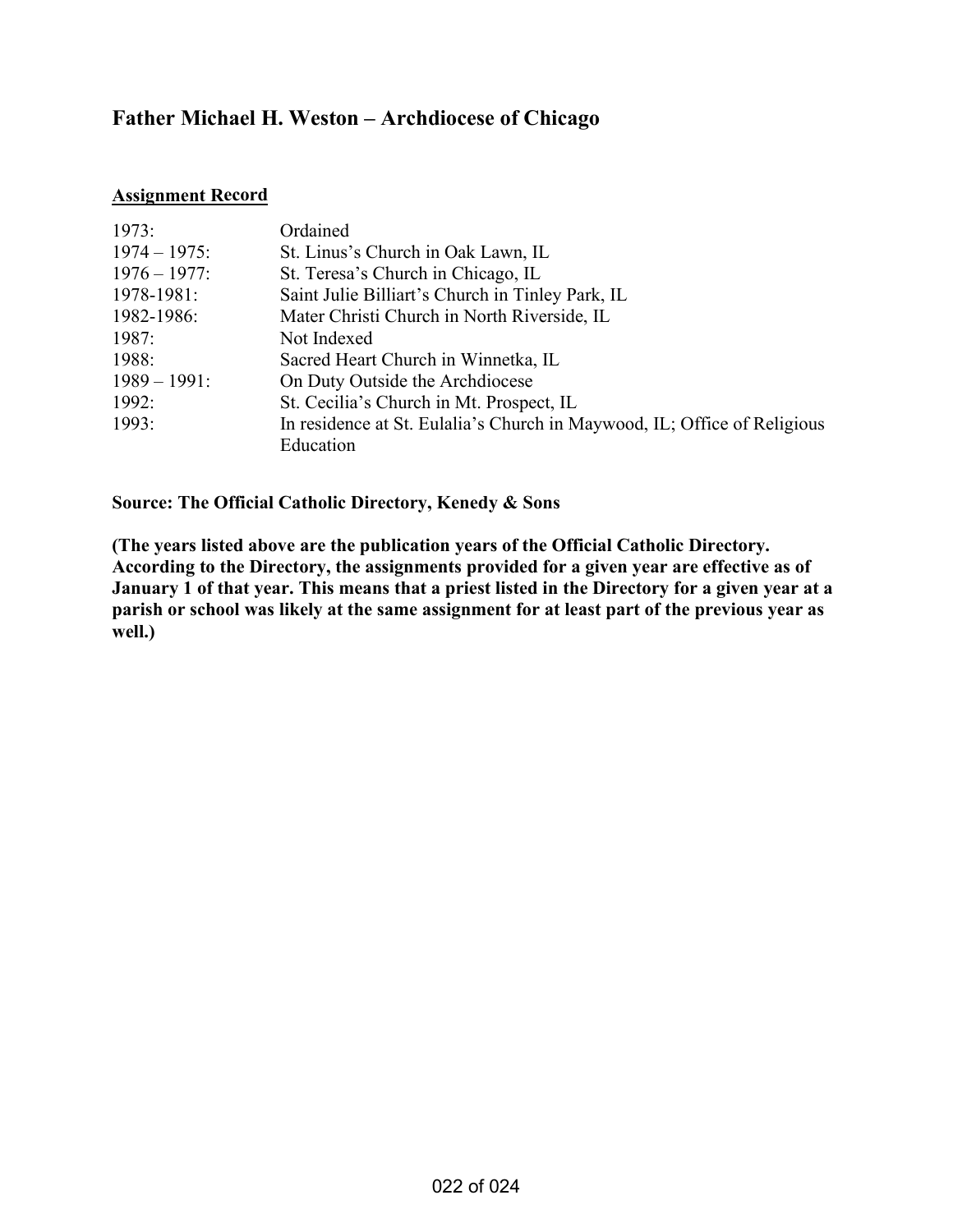## Father Michael H. Weston – Archdiocese of Chicago

**Assignment Record**

| | |
|---|---|
| 1973: | Ordained |
| 1974 – 1975: | St. Linus's Church in Oak Lawn, IL |
| 1976 – 1977: | St. Teresa's Church in Chicago, IL |
| 1978-1981: | Saint Julie Billiart's Church in Tinley Park, IL |
| 1982-1986: | Mater Christi Church in North Riverside, IL |
| 1987: | Not Indexed |
| 1988: | Sacred Heart Church in Winnetka, IL |
| 1989 – 1991: | On Duty Outside the Archdiocese |
| 1992: | St. Cecilia's Church in Mt. Prospect, IL |
| 1993: | In residence at St. Eulalia's Church in Maywood, IL; Office of Religious Education |

**Source: The Official Catholic Directory, Kenedy & Sons**

**(The years listed above are the publication years of the Official Catholic Directory. According to the Directory, the assignments provided for a given year are effective as of January 1 of that year. This means that a priest listed in the Directory for a given year at a parish or school was likely at the same assignment for at least part of the previous year as well.)**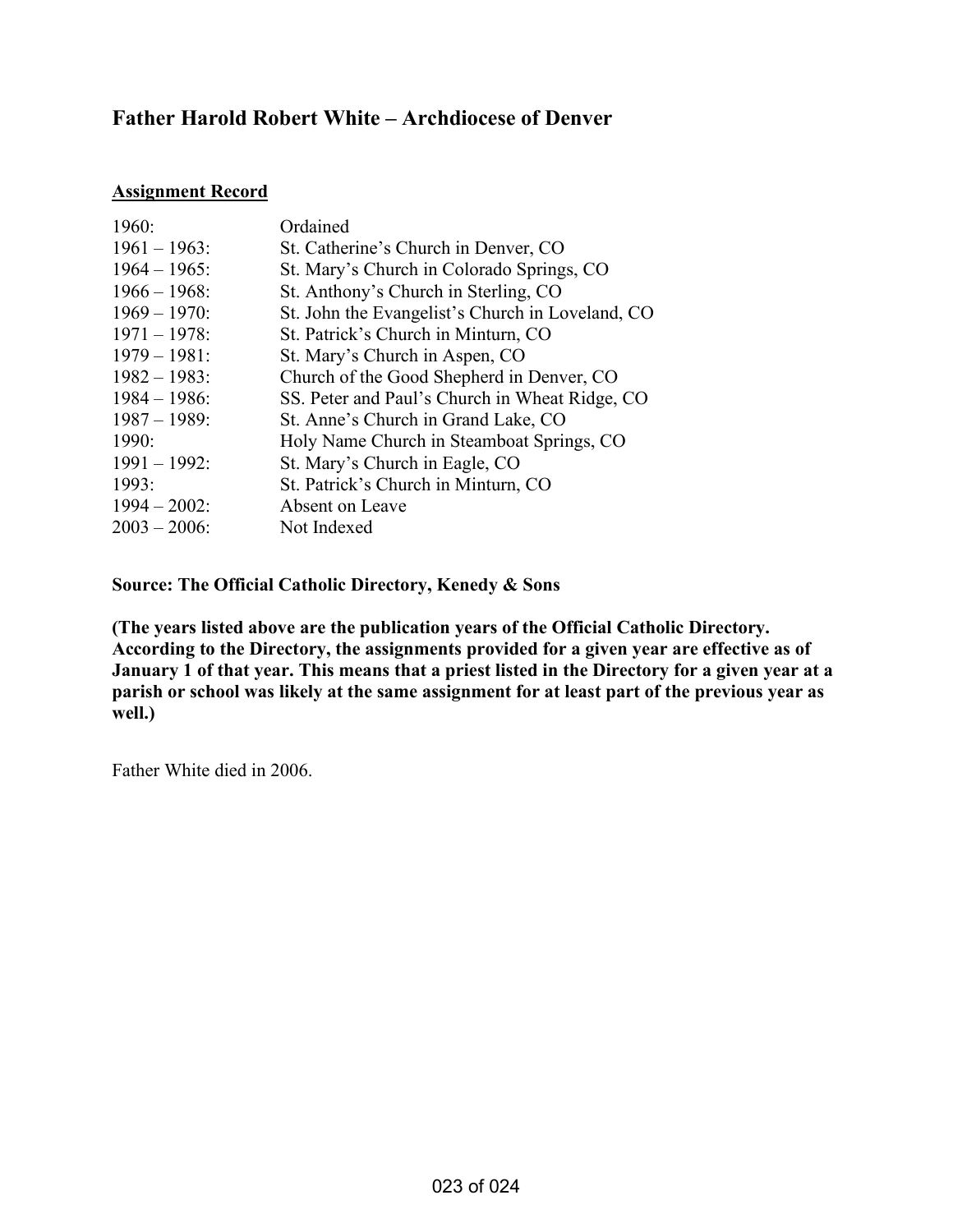## Father Harold Robert White – Archdiocese of Denver

**Assignment Record**

| | |
|---|---|
| 1960: | Ordained |
| 1961 – 1963: | St. Catherine's Church in Denver, CO |
| 1964 – 1965: | St. Mary's Church in Colorado Springs, CO |
| 1966 – 1968: | St. Anthony's Church in Sterling, CO |
| 1969 – 1970: | St. John the Evangelist's Church in Loveland, CO |
| 1971 – 1978: | St. Patrick's Church in Minturn, CO |
| 1979 – 1981: | St. Mary's Church in Aspen, CO |
| 1982 – 1983: | Church of the Good Shepherd in Denver, CO |
| 1984 – 1986: | SS. Peter and Paul's Church in Wheat Ridge, CO |
| 1987 – 1989: | St. Anne's Church in Grand Lake, CO |
| 1990: | Holy Name Church in Steamboat Springs, CO |
| 1991 – 1992: | St. Mary's Church in Eagle, CO |
| 1993: | St. Patrick's Church in Minturn, CO |
| 1994 – 2002: | Absent on Leave |
| 2003 – 2006: | Not Indexed |

**Source: The Official Catholic Directory, Kenedy & Sons**

**(The years listed above are the publication years of the Official Catholic Directory. According to the Directory, the assignments provided for a given year are effective as of January 1 of that year. This means that a priest listed in the Directory for a given year at a parish or school was likely at the same assignment for at least part of the previous year as well.)**

Father White died in 2006.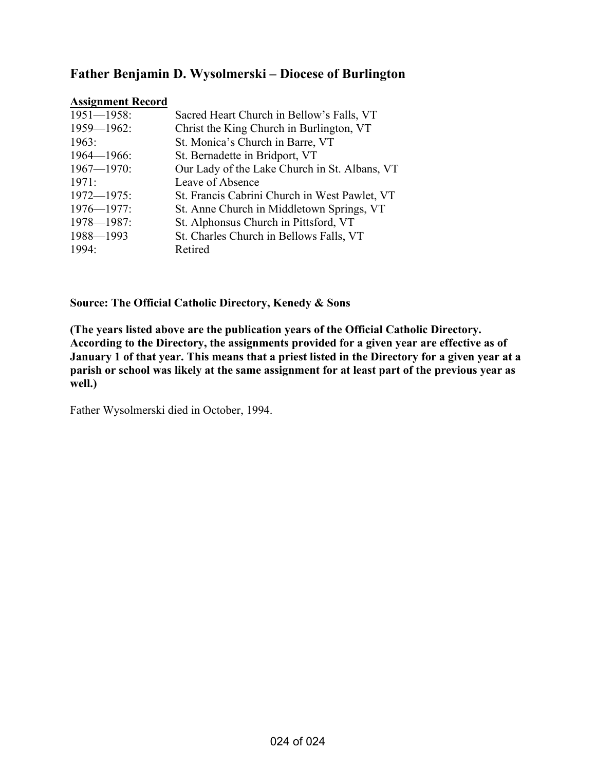## Father Benjamin D. Wysolmerski – Diocese of Burlington

**Assignment Record**

| | |
|---|---|
| 1951—1958: | Sacred Heart Church in Bellow's Falls, VT |
| 1959—1962: | Christ the King Church in Burlington, VT |
| 1963: | St. Monica's Church in Barre, VT |
| 1964—1966: | St. Bernadette in Bridport, VT |
| 1967—1970: | Our Lady of the Lake Church in St. Albans, VT |
| 1971: | Leave of Absence |
| 1972—1975: | St. Francis Cabrini Church in West Pawlet, VT |
| 1976—1977: | St. Anne Church in Middletown Springs, VT |
| 1978—1987: | St. Alphonsus Church in Pittsford, VT |
| 1988—1993 | St. Charles Church in Bellows Falls, VT |
| 1994: | Retired |

**Source: The Official Catholic Directory, Kenedy & Sons**

**(The years listed above are the publication years of the Official Catholic Directory. According to the Directory, the assignments provided for a given year are effective as of January 1 of that year. This means that a priest listed in the Directory for a given year at a parish or school was likely at the same assignment for at least part of the previous year as well.)**

Father Wysolmerski died in October, 1994.